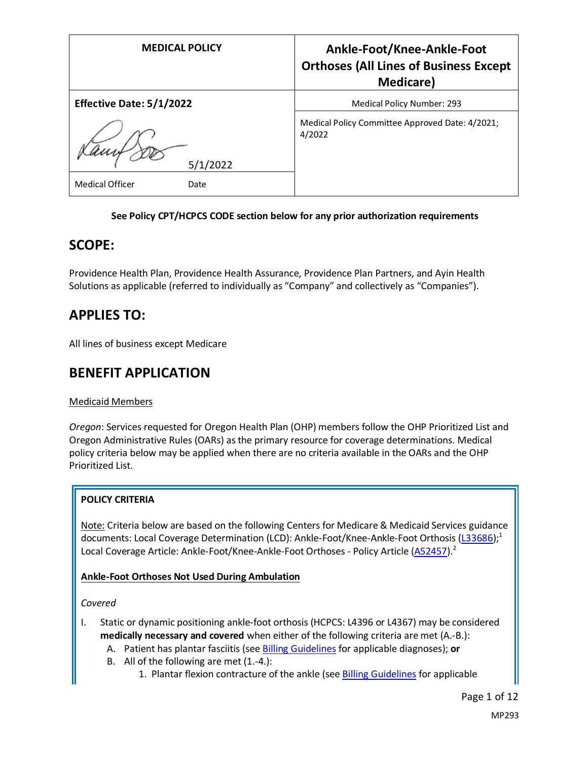| MEDICAL POLICY | Ankle-Foot/Knee-Ankle-Foot Orthoses (All Lines of Business Except Medicare) |
|---|---|
| **Effective Date: 5/1/2022** | Medical Policy Number: 293 |
| 5/1/2022 | Medical Policy Committee Approved Date: 4/2021; 4/2022 |
| Medical Officer Date | |

**See Policy CPT/HCPCS CODE section below for any prior authorization requirements**

## SCOPE:

Providence Health Plan, Providence Health Assurance, Providence Plan Partners, and Ayin Health Solutions as applicable (referred to individually as "Company" and collectively as "Companies").

## APPLIES TO:

All lines of business except Medicare

## BENEFIT APPLICATION

Medicaid Members

*Oregon*: Services requested for Oregon Health Plan (OHP) members follow the OHP Prioritized List and Oregon Administrative Rules (OARs) as the primary resource for coverage determinations. Medical policy criteria below may be applied when there are no criteria available in the OARs and the OHP Prioritized List.

**POLICY CRITERIA**

Note: Criteria below are based on the following Centers for Medicare & Medicaid Services guidance documents: Local Coverage Determination (LCD): Ankle-Foot/Knee-Ankle-Foot Orthosis (L33686);[1] Local Coverage Article: Ankle-Foot/Knee-Ankle-Foot Orthoses - Policy Article (A52457).[2]

**Ankle-Foot Orthoses Not Used During Ambulation**

*Covered*

I. Static or dynamic positioning ankle-foot orthosis (HCPCS: L4396 or L4367) may be considered **medically necessary and covered** when either of the following criteria are met (A.-B.):
   A. Patient has plantar fasciitis (see Billing Guidelines for applicable diagnoses); **or**
   B. All of the following are met (1.-4.):
      1. Plantar flexion contracture of the ankle (see Billing Guidelines for applicable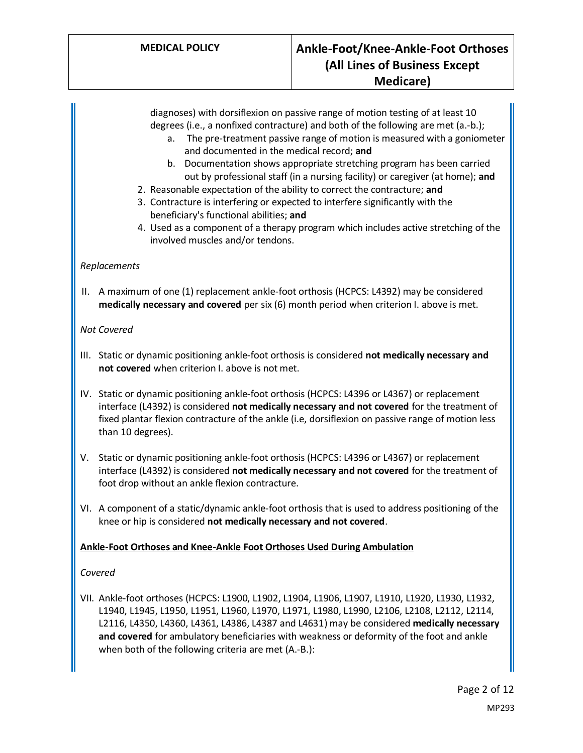diagnoses) with dorsiflexion on passive range of motion testing of at least 10 degrees (i.e., a nonfixed contracture) and both of the following are met (a.-b.);
   a. The pre-treatment passive range of motion is measured with a goniometer and documented in the medical record; **and**
   b. Documentation shows appropriate stretching program has been carried out by professional staff (in a nursing facility) or caregiver (at home); **and**
2. Reasonable expectation of the ability to correct the contracture; **and**
3. Contracture is interfering or expected to interfere significantly with the beneficiary's functional abilities; **and**
4. Used as a component of a therapy program which includes active stretching of the involved muscles and/or tendons.

*Replacements*

II. A maximum of one (1) replacement ankle-foot orthosis (HCPCS: L4392) may be considered **medically necessary and covered** per six (6) month period when criterion I. above is met.

*Not Covered*

III. Static or dynamic positioning ankle-foot orthosis is considered **not medically necessary and not covered** when criterion I. above is not met.

IV. Static or dynamic positioning ankle-foot orthosis (HCPCS: L4396 or L4367) or replacement interface (L4392) is considered **not medically necessary and not covered** for the treatment of fixed plantar flexion contracture of the ankle (i.e, dorsiflexion on passive range of motion less than 10 degrees).

V. Static or dynamic positioning ankle-foot orthosis (HCPCS: L4396 or L4367) or replacement interface (L4392) is considered **not medically necessary and not covered** for the treatment of foot drop without an ankle flexion contracture.

VI. A component of a static/dynamic ankle-foot orthosis that is used to address positioning of the knee or hip is considered **not medically necessary and not covered**.

**Ankle-Foot Orthoses and Knee-Ankle Foot Orthoses Used During Ambulation**

*Covered*

VII. Ankle-foot orthoses (HCPCS: L1900, L1902, L1904, L1906, L1907, L1910, L1920, L1930, L1932, L1940, L1945, L1950, L1951, L1960, L1970, L1971, L1980, L1990, L2106, L2108, L2112, L2114, L2116, L4350, L4360, L4361, L4386, L4387 and L4631) may be considered **medically necessary and covered** for ambulatory beneficiaries with weakness or deformity of the foot and ankle when both of the following criteria are met (A.-B.):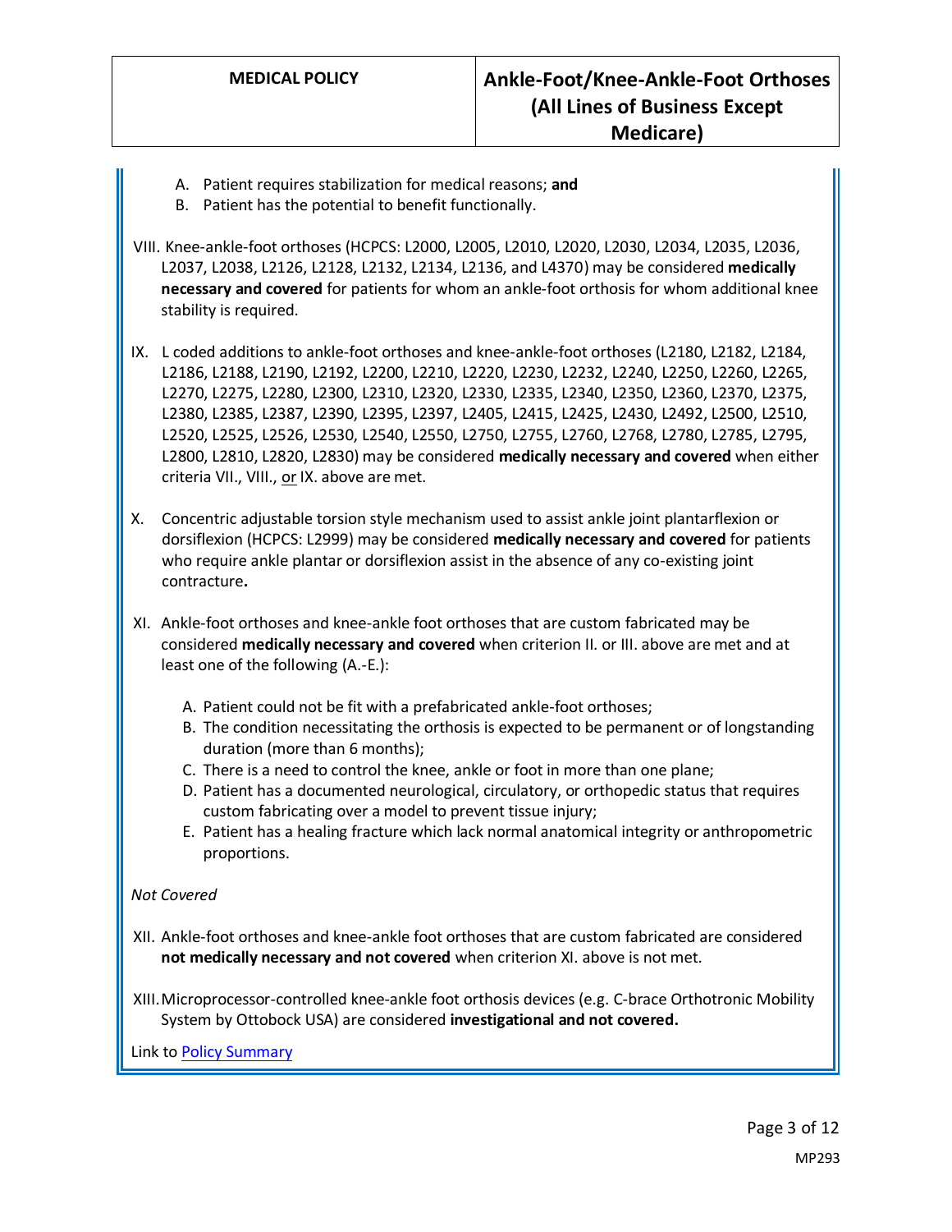A. Patient requires stabilization for medical reasons; **and**
   B. Patient has the potential to benefit functionally.

VIII. Knee-ankle-foot orthoses (HCPCS: L2000, L2005, L2010, L2020, L2030, L2034, L2035, L2036, L2037, L2038, L2126, L2128, L2132, L2134, L2136, and L4370) may be considered **medically necessary and covered** for patients for whom an ankle-foot orthosis for whom additional knee stability is required.

IX. L coded additions to ankle-foot orthoses and knee-ankle-foot orthoses (L2180, L2182, L2184, L2186, L2188, L2190, L2192, L2200, L2210, L2220, L2230, L2232, L2240, L2250, L2260, L2265, L2270, L2275, L2280, L2300, L2310, L2320, L2330, L2335, L2340, L2350, L2360, L2370, L2375, L2380, L2385, L2387, L2390, L2395, L2397, L2405, L2415, L2425, L2430, L2492, L2500, L2510, L2520, L2525, L2526, L2530, L2540, L2550, L2750, L2755, L2760, L2768, L2780, L2785, L2795, L2800, L2810, L2820, L2830) may be considered **medically necessary and covered** when either criteria VII., VIII., or IX. above are met.

X. Concentric adjustable torsion style mechanism used to assist ankle joint plantarflexion or dorsiflexion (HCPCS: L2999) may be considered **medically necessary and covered** for patients who require ankle plantar or dorsiflexion assist in the absence of any co-existing joint contracture**.**

XI. Ankle-foot orthoses and knee-ankle foot orthoses that are custom fabricated may be considered **medically necessary and covered** when criterion II. or III. above are met and at least one of the following (A.-E.):

   A. Patient could not be fit with a prefabricated ankle-foot orthoses;
   B. The condition necessitating the orthosis is expected to be permanent or of longstanding duration (more than 6 months);
   C. There is a need to control the knee, ankle or foot in more than one plane;
   D. Patient has a documented neurological, circulatory, or orthopedic status that requires custom fabricating over a model to prevent tissue injury;
   E. Patient has a healing fracture which lack normal anatomical integrity or anthropometric proportions.

*Not Covered*

XII. Ankle-foot orthoses and knee-ankle foot orthoses that are custom fabricated are considered **not medically necessary and not covered** when criterion XI. above is not met.

XIII. Microprocessor-controlled knee-ankle foot orthosis devices (e.g. C-brace Orthotronic Mobility System by Ottobock USA) are considered **investigational and not covered.**

Link to Policy Summary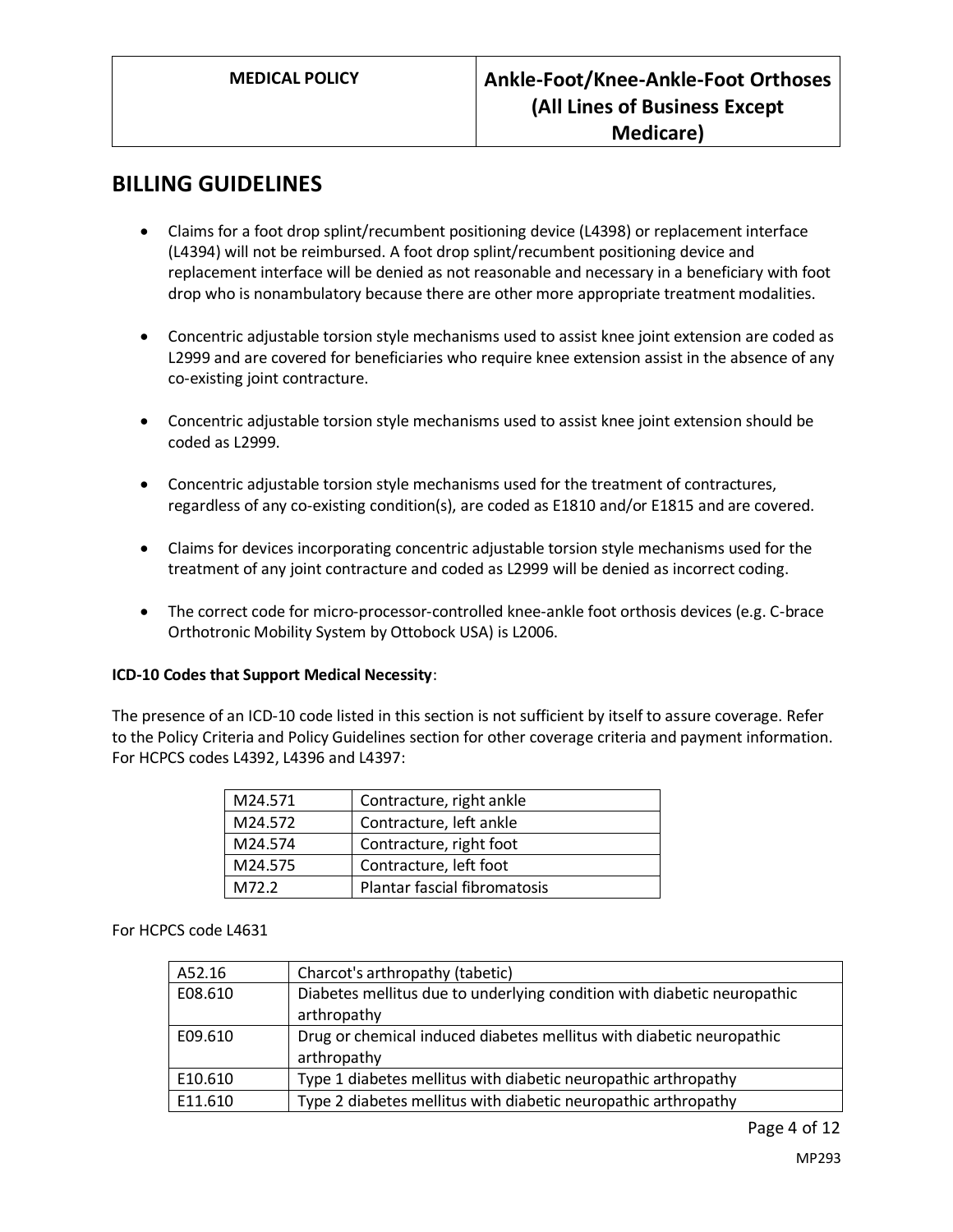## BILLING GUIDELINES

- Claims for a foot drop splint/recumbent positioning device (L4398) or replacement interface (L4394) will not be reimbursed. A foot drop splint/recumbent positioning device and replacement interface will be denied as not reasonable and necessary in a beneficiary with foot drop who is nonambulatory because there are other more appropriate treatment modalities.
- Concentric adjustable torsion style mechanisms used to assist knee joint extension are coded as L2999 and are covered for beneficiaries who require knee extension assist in the absence of any co-existing joint contracture.
- Concentric adjustable torsion style mechanisms used to assist knee joint extension should be coded as L2999.
- Concentric adjustable torsion style mechanisms used for the treatment of contractures, regardless of any co-existing condition(s), are coded as E1810 and/or E1815 and are covered.
- Claims for devices incorporating concentric adjustable torsion style mechanisms used for the treatment of any joint contracture and coded as L2999 will be denied as incorrect coding.
- The correct code for micro-processor-controlled knee-ankle foot orthosis devices (e.g. C-brace Orthotronic Mobility System by Ottobock USA) is L2006.

**ICD-10 Codes that Support Medical Necessity**:

The presence of an ICD-10 code listed in this section is not sufficient by itself to assure coverage. Refer to the Policy Criteria and Policy Guidelines section for other coverage criteria and payment information. For HCPCS codes L4392, L4396 and L4397:

| | |
|---|---|
| M24.571 | Contracture, right ankle |
| M24.572 | Contracture, left ankle |
| M24.574 | Contracture, right foot |
| M24.575 | Contracture, left foot |
| M72.2 | Plantar fascial fibromatosis |

For HCPCS code L4631

| | |
|---|---|
| A52.16 | Charcot's arthropathy (tabetic) |
| E08.610 | Diabetes mellitus due to underlying condition with diabetic neuropathic arthropathy |
| E09.610 | Drug or chemical induced diabetes mellitus with diabetic neuropathic arthropathy |
| E10.610 | Type 1 diabetes mellitus with diabetic neuropathic arthropathy |
| E11.610 | Type 2 diabetes mellitus with diabetic neuropathic arthropathy |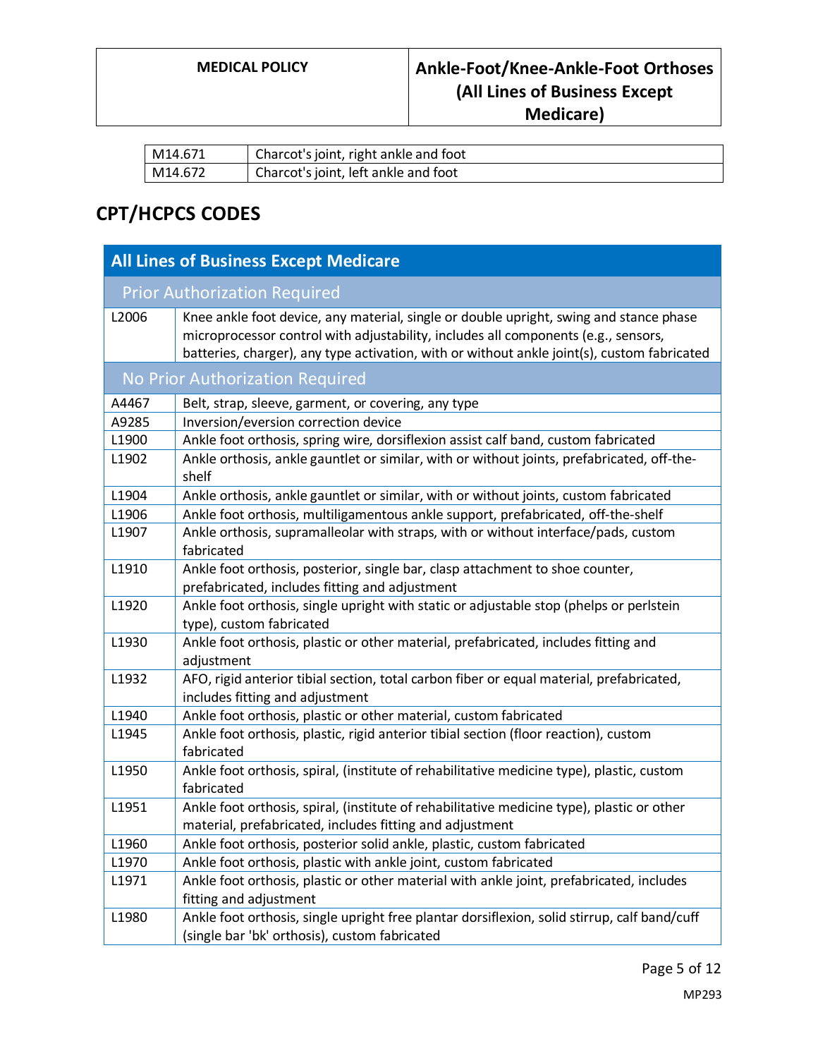| M14.671 | Charcot's joint, right ankle and foot |
|---|---|
| M14.672 | Charcot's joint, left ankle and foot |

## CPT/HCPCS CODES

| All Lines of Business Except Medicare | |
|---|---|
| **Prior Authorization Required** | |
| L2006 | Knee ankle foot device, any material, single or double upright, swing and stance phase microprocessor control with adjustability, includes all components (e.g., sensors, batteries, charger), any type activation, with or without ankle joint(s), custom fabricated |
| **No Prior Authorization Required** | |
| A4467 | Belt, strap, sleeve, garment, or covering, any type |
| A9285 | Inversion/eversion correction device |
| L1900 | Ankle foot orthosis, spring wire, dorsiflexion assist calf band, custom fabricated |
| L1902 | Ankle orthosis, ankle gauntlet or similar, with or without joints, prefabricated, off-the-shelf |
| L1904 | Ankle orthosis, ankle gauntlet or similar, with or without joints, custom fabricated |
| L1906 | Ankle foot orthosis, multiligamentous ankle support, prefabricated, off-the-shelf |
| L1907 | Ankle orthosis, supramalleolar with straps, with or without interface/pads, custom fabricated |
| L1910 | Ankle foot orthosis, posterior, single bar, clasp attachment to shoe counter, prefabricated, includes fitting and adjustment |
| L1920 | Ankle foot orthosis, single upright with static or adjustable stop (phelps or perlstein type), custom fabricated |
| L1930 | Ankle foot orthosis, plastic or other material, prefabricated, includes fitting and adjustment |
| L1932 | AFO, rigid anterior tibial section, total carbon fiber or equal material, prefabricated, includes fitting and adjustment |
| L1940 | Ankle foot orthosis, plastic or other material, custom fabricated |
| L1945 | Ankle foot orthosis, plastic, rigid anterior tibial section (floor reaction), custom fabricated |
| L1950 | Ankle foot orthosis, spiral, (institute of rehabilitative medicine type), plastic, custom fabricated |
| L1951 | Ankle foot orthosis, spiral, (institute of rehabilitative medicine type), plastic or other material, prefabricated, includes fitting and adjustment |
| L1960 | Ankle foot orthosis, posterior solid ankle, plastic, custom fabricated |
| L1970 | Ankle foot orthosis, plastic with ankle joint, custom fabricated |
| L1971 | Ankle foot orthosis, plastic or other material with ankle joint, prefabricated, includes fitting and adjustment |
| L1980 | Ankle foot orthosis, single upright free plantar dorsiflexion, solid stirrup, calf band/cuff (single bar 'bk' orthosis), custom fabricated |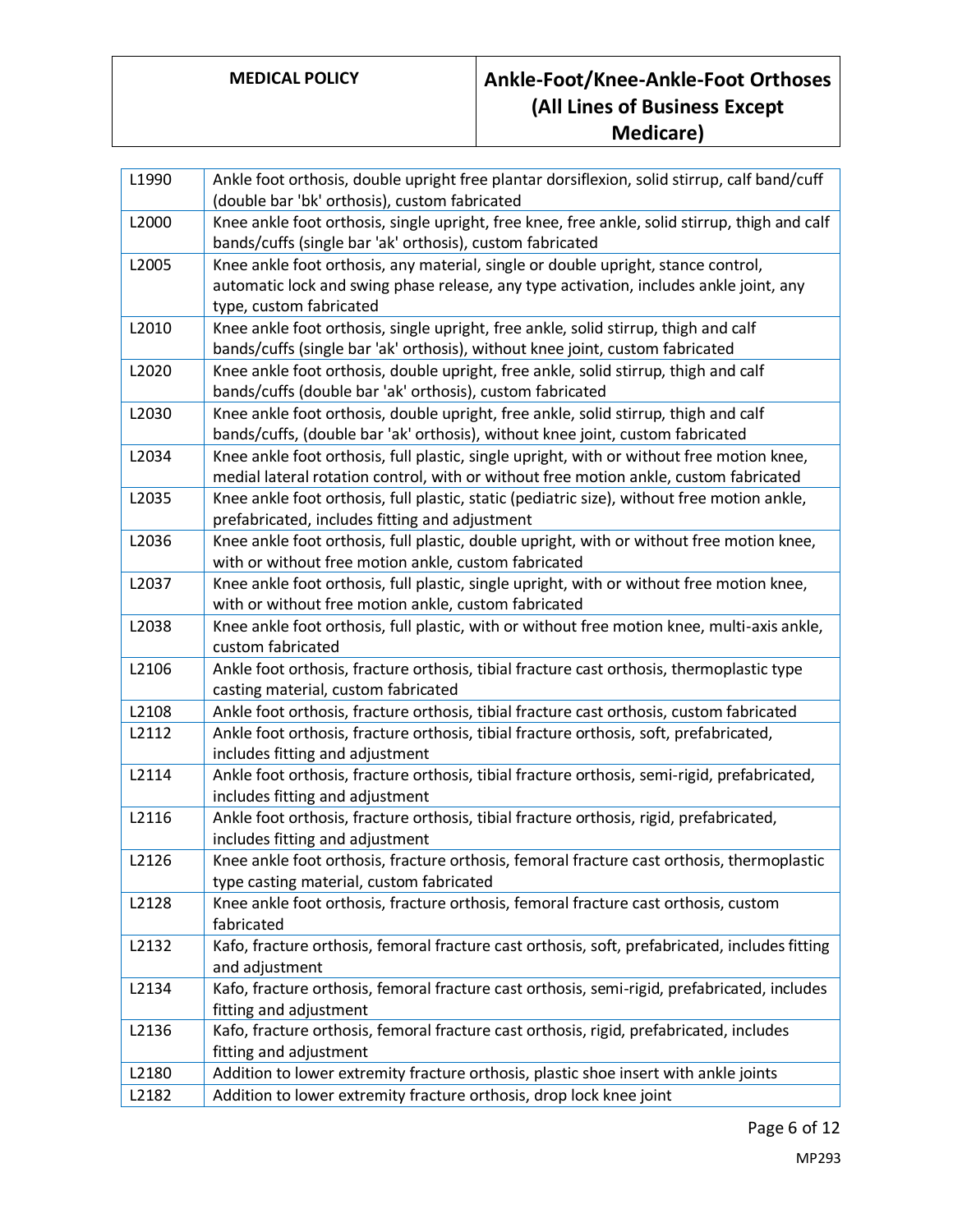| | |
|---|---|
| L1990 | Ankle foot orthosis, double upright free plantar dorsiflexion, solid stirrup, calf band/cuff (double bar 'bk' orthosis), custom fabricated |
| L2000 | Knee ankle foot orthosis, single upright, free knee, free ankle, solid stirrup, thigh and calf bands/cuffs (single bar 'ak' orthosis), custom fabricated |
| L2005 | Knee ankle foot orthosis, any material, single or double upright, stance control, automatic lock and swing phase release, any type activation, includes ankle joint, any type, custom fabricated |
| L2010 | Knee ankle foot orthosis, single upright, free ankle, solid stirrup, thigh and calf bands/cuffs (single bar 'ak' orthosis), without knee joint, custom fabricated |
| L2020 | Knee ankle foot orthosis, double upright, free ankle, solid stirrup, thigh and calf bands/cuffs (double bar 'ak' orthosis), custom fabricated |
| L2030 | Knee ankle foot orthosis, double upright, free ankle, solid stirrup, thigh and calf bands/cuffs, (double bar 'ak' orthosis), without knee joint, custom fabricated |
| L2034 | Knee ankle foot orthosis, full plastic, single upright, with or without free motion knee, medial lateral rotation control, with or without free motion ankle, custom fabricated |
| L2035 | Knee ankle foot orthosis, full plastic, static (pediatric size), without free motion ankle, prefabricated, includes fitting and adjustment |
| L2036 | Knee ankle foot orthosis, full plastic, double upright, with or without free motion knee, with or without free motion ankle, custom fabricated |
| L2037 | Knee ankle foot orthosis, full plastic, single upright, with or without free motion knee, with or without free motion ankle, custom fabricated |
| L2038 | Knee ankle foot orthosis, full plastic, with or without free motion knee, multi-axis ankle, custom fabricated |
| L2106 | Ankle foot orthosis, fracture orthosis, tibial fracture cast orthosis, thermoplastic type casting material, custom fabricated |
| L2108 | Ankle foot orthosis, fracture orthosis, tibial fracture cast orthosis, custom fabricated |
| L2112 | Ankle foot orthosis, fracture orthosis, tibial fracture orthosis, soft, prefabricated, includes fitting and adjustment |
| L2114 | Ankle foot orthosis, fracture orthosis, tibial fracture orthosis, semi-rigid, prefabricated, includes fitting and adjustment |
| L2116 | Ankle foot orthosis, fracture orthosis, tibial fracture orthosis, rigid, prefabricated, includes fitting and adjustment |
| L2126 | Knee ankle foot orthosis, fracture orthosis, femoral fracture cast orthosis, thermoplastic type casting material, custom fabricated |
| L2128 | Knee ankle foot orthosis, fracture orthosis, femoral fracture cast orthosis, custom fabricated |
| L2132 | Kafo, fracture orthosis, femoral fracture cast orthosis, soft, prefabricated, includes fitting and adjustment |
| L2134 | Kafo, fracture orthosis, femoral fracture cast orthosis, semi-rigid, prefabricated, includes fitting and adjustment |
| L2136 | Kafo, fracture orthosis, femoral fracture cast orthosis, rigid, prefabricated, includes fitting and adjustment |
| L2180 | Addition to lower extremity fracture orthosis, plastic shoe insert with ankle joints |
| L2182 | Addition to lower extremity fracture orthosis, drop lock knee joint |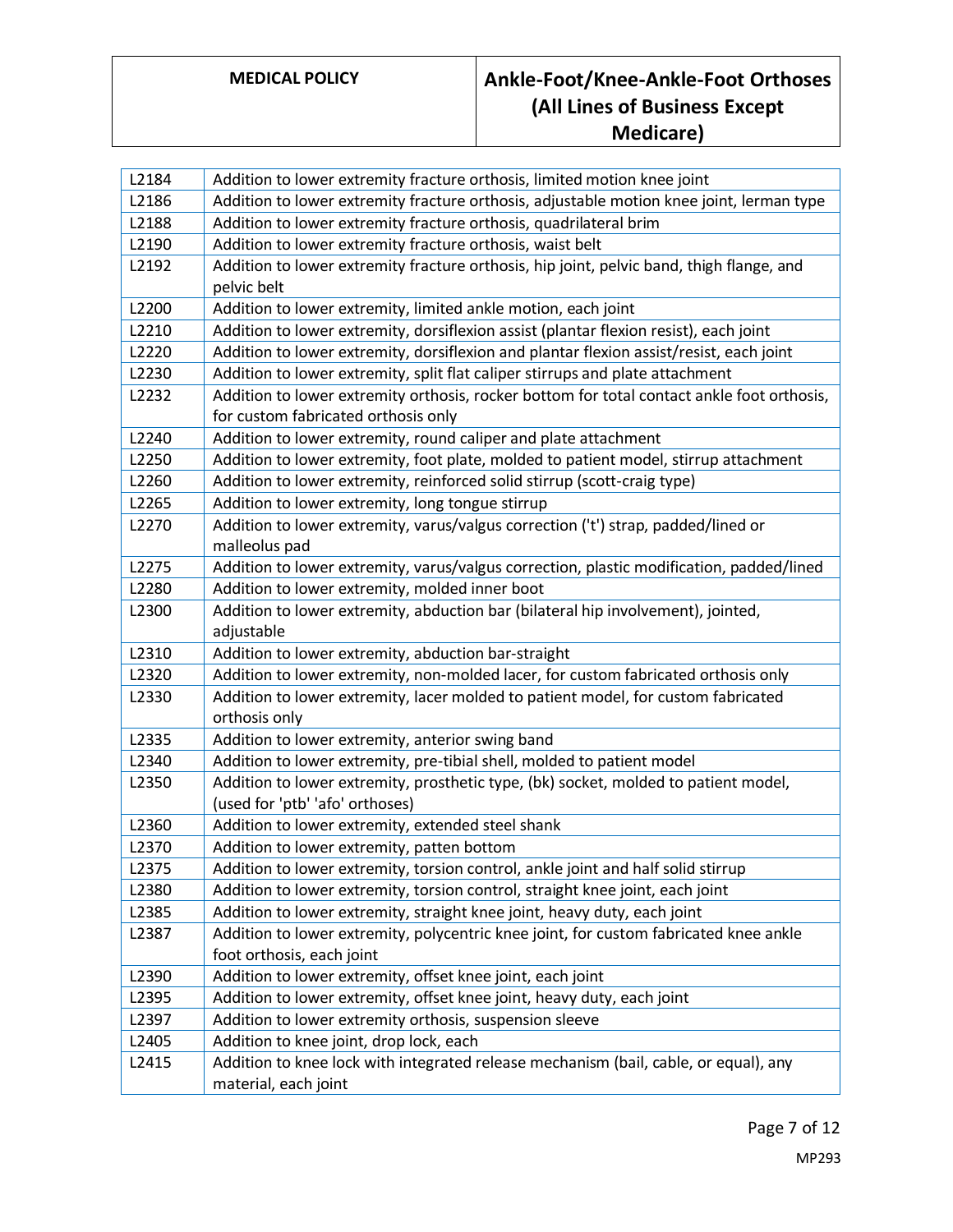| | |
|---|---|
| L2184 | Addition to lower extremity fracture orthosis, limited motion knee joint |
| L2186 | Addition to lower extremity fracture orthosis, adjustable motion knee joint, lerman type |
| L2188 | Addition to lower extremity fracture orthosis, quadrilateral brim |
| L2190 | Addition to lower extremity fracture orthosis, waist belt |
| L2192 | Addition to lower extremity fracture orthosis, hip joint, pelvic band, thigh flange, and pelvic belt |
| L2200 | Addition to lower extremity, limited ankle motion, each joint |
| L2210 | Addition to lower extremity, dorsiflexion assist (plantar flexion resist), each joint |
| L2220 | Addition to lower extremity, dorsiflexion and plantar flexion assist/resist, each joint |
| L2230 | Addition to lower extremity, split flat caliper stirrups and plate attachment |
| L2232 | Addition to lower extremity orthosis, rocker bottom for total contact ankle foot orthosis, for custom fabricated orthosis only |
| L2240 | Addition to lower extremity, round caliper and plate attachment |
| L2250 | Addition to lower extremity, foot plate, molded to patient model, stirrup attachment |
| L2260 | Addition to lower extremity, reinforced solid stirrup (scott-craig type) |
| L2265 | Addition to lower extremity, long tongue stirrup |
| L2270 | Addition to lower extremity, varus/valgus correction ('t') strap, padded/lined or malleolus pad |
| L2275 | Addition to lower extremity, varus/valgus correction, plastic modification, padded/lined |
| L2280 | Addition to lower extremity, molded inner boot |
| L2300 | Addition to lower extremity, abduction bar (bilateral hip involvement), jointed, adjustable |
| L2310 | Addition to lower extremity, abduction bar-straight |
| L2320 | Addition to lower extremity, non-molded lacer, for custom fabricated orthosis only |
| L2330 | Addition to lower extremity, lacer molded to patient model, for custom fabricated orthosis only |
| L2335 | Addition to lower extremity, anterior swing band |
| L2340 | Addition to lower extremity, pre-tibial shell, molded to patient model |
| L2350 | Addition to lower extremity, prosthetic type, (bk) socket, molded to patient model, (used for 'ptb' 'afo' orthoses) |
| L2360 | Addition to lower extremity, extended steel shank |
| L2370 | Addition to lower extremity, patten bottom |
| L2375 | Addition to lower extremity, torsion control, ankle joint and half solid stirrup |
| L2380 | Addition to lower extremity, torsion control, straight knee joint, each joint |
| L2385 | Addition to lower extremity, straight knee joint, heavy duty, each joint |
| L2387 | Addition to lower extremity, polycentric knee joint, for custom fabricated knee ankle foot orthosis, each joint |
| L2390 | Addition to lower extremity, offset knee joint, each joint |
| L2395 | Addition to lower extremity, offset knee joint, heavy duty, each joint |
| L2397 | Addition to lower extremity orthosis, suspension sleeve |
| L2405 | Addition to knee joint, drop lock, each |
| L2415 | Addition to knee lock with integrated release mechanism (bail, cable, or equal), any material, each joint |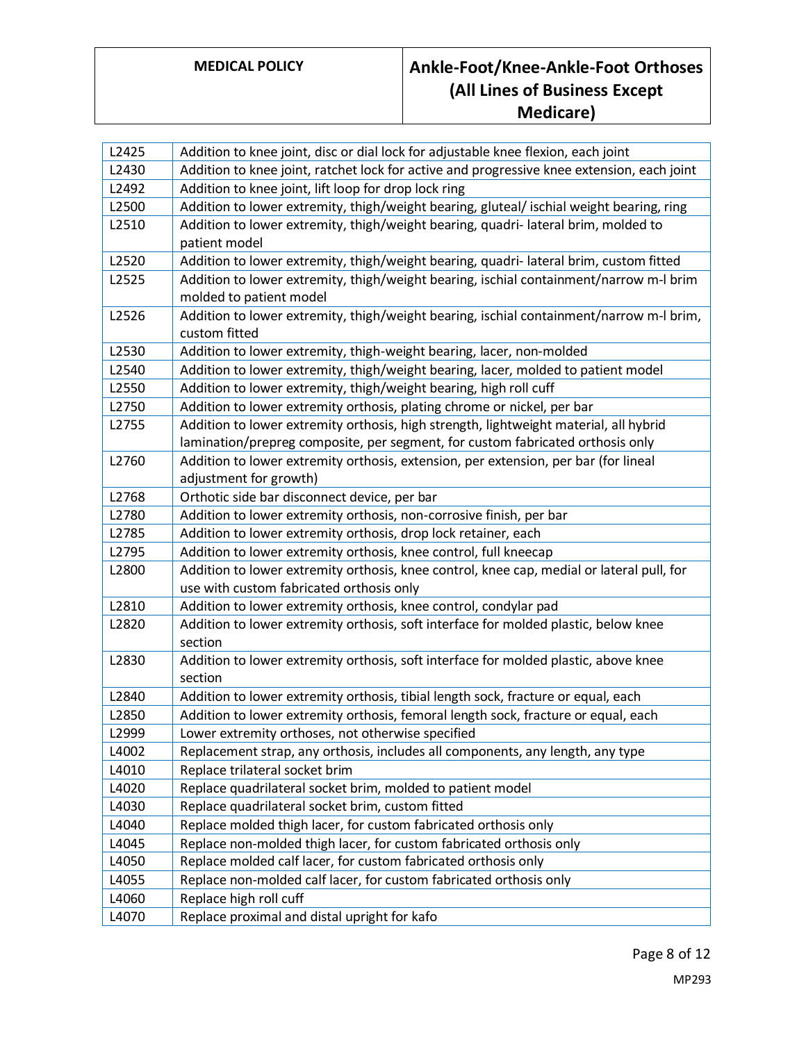| L2425 | Addition to knee joint, disc or dial lock for adjustable knee flexion, each joint |
|---|---|
| L2430 | Addition to knee joint, ratchet lock for active and progressive knee extension, each joint |
| L2492 | Addition to knee joint, lift loop for drop lock ring |
| L2500 | Addition to lower extremity, thigh/weight bearing, gluteal/ ischial weight bearing, ring |
| L2510 | Addition to lower extremity, thigh/weight bearing, quadri- lateral brim, molded to patient model |
| L2520 | Addition to lower extremity, thigh/weight bearing, quadri- lateral brim, custom fitted |
| L2525 | Addition to lower extremity, thigh/weight bearing, ischial containment/narrow m-l brim molded to patient model |
| L2526 | Addition to lower extremity, thigh/weight bearing, ischial containment/narrow m-l brim, custom fitted |
| L2530 | Addition to lower extremity, thigh-weight bearing, lacer, non-molded |
| L2540 | Addition to lower extremity, thigh/weight bearing, lacer, molded to patient model |
| L2550 | Addition to lower extremity, thigh/weight bearing, high roll cuff |
| L2750 | Addition to lower extremity orthosis, plating chrome or nickel, per bar |
| L2755 | Addition to lower extremity orthosis, high strength, lightweight material, all hybrid lamination/prepreg composite, per segment, for custom fabricated orthosis only |
| L2760 | Addition to lower extremity orthosis, extension, per extension, per bar (for lineal adjustment for growth) |
| L2768 | Orthotic side bar disconnect device, per bar |
| L2780 | Addition to lower extremity orthosis, non-corrosive finish, per bar |
| L2785 | Addition to lower extremity orthosis, drop lock retainer, each |
| L2795 | Addition to lower extremity orthosis, knee control, full kneecap |
| L2800 | Addition to lower extremity orthosis, knee control, knee cap, medial or lateral pull, for use with custom fabricated orthosis only |
| L2810 | Addition to lower extremity orthosis, knee control, condylar pad |
| L2820 | Addition to lower extremity orthosis, soft interface for molded plastic, below knee section |
| L2830 | Addition to lower extremity orthosis, soft interface for molded plastic, above knee section |
| L2840 | Addition to lower extremity orthosis, tibial length sock, fracture or equal, each |
| L2850 | Addition to lower extremity orthosis, femoral length sock, fracture or equal, each |
| L2999 | Lower extremity orthoses, not otherwise specified |
| L4002 | Replacement strap, any orthosis, includes all components, any length, any type |
| L4010 | Replace trilateral socket brim |
| L4020 | Replace quadrilateral socket brim, molded to patient model |
| L4030 | Replace quadrilateral socket brim, custom fitted |
| L4040 | Replace molded thigh lacer, for custom fabricated orthosis only |
| L4045 | Replace non-molded thigh lacer, for custom fabricated orthosis only |
| L4050 | Replace molded calf lacer, for custom fabricated orthosis only |
| L4055 | Replace non-molded calf lacer, for custom fabricated orthosis only |
| L4060 | Replace high roll cuff |
| L4070 | Replace proximal and distal upright for kafo |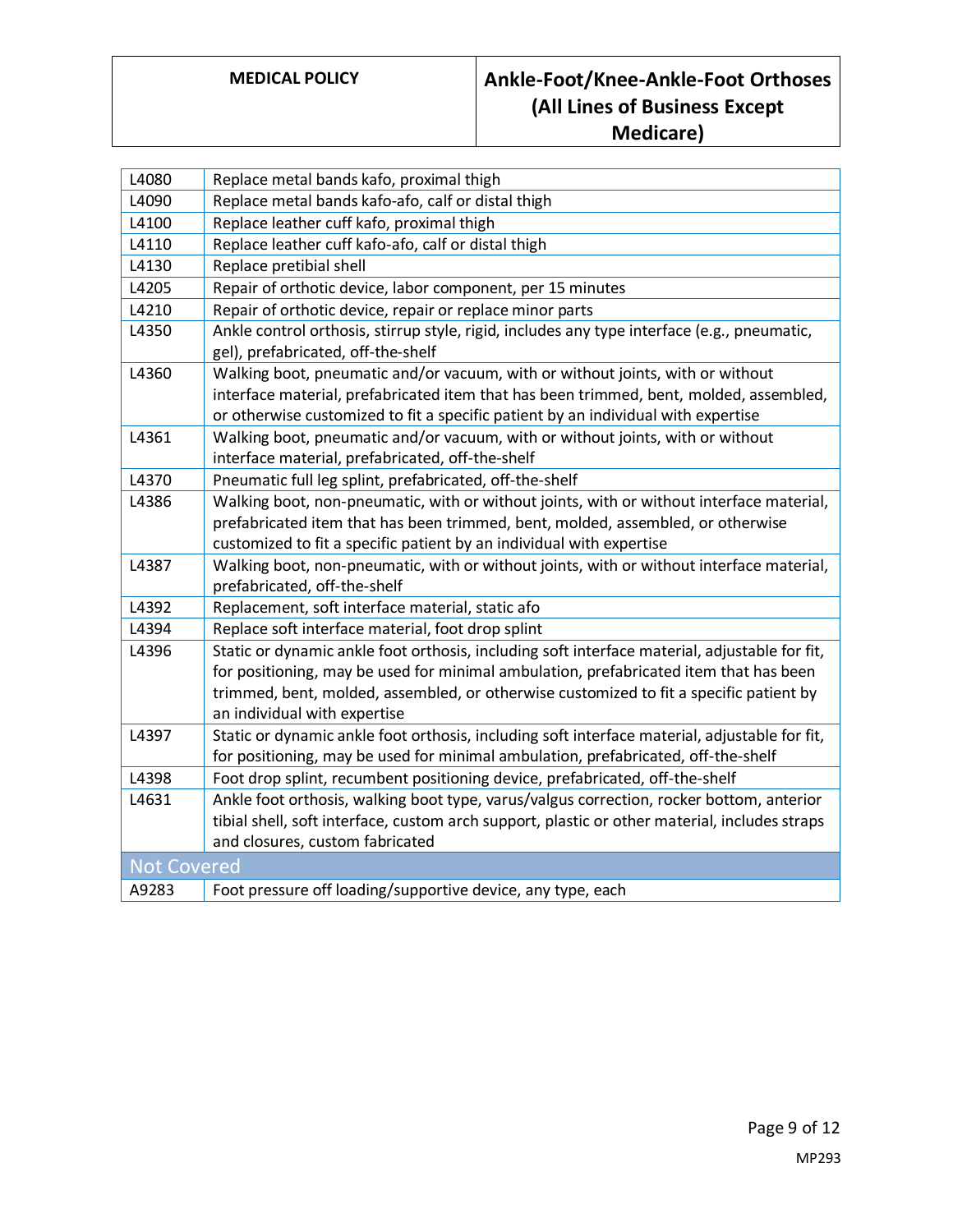| | |
|---|---|
| L4080 | Replace metal bands kafo, proximal thigh |
| L4090 | Replace metal bands kafo-afo, calf or distal thigh |
| L4100 | Replace leather cuff kafo, proximal thigh |
| L4110 | Replace leather cuff kafo-afo, calf or distal thigh |
| L4130 | Replace pretibial shell |
| L4205 | Repair of orthotic device, labor component, per 15 minutes |
| L4210 | Repair of orthotic device, repair or replace minor parts |
| L4350 | Ankle control orthosis, stirrup style, rigid, includes any type interface (e.g., pneumatic, gel), prefabricated, off-the-shelf |
| L4360 | Walking boot, pneumatic and/or vacuum, with or without joints, with or without interface material, prefabricated item that has been trimmed, bent, molded, assembled, or otherwise customized to fit a specific patient by an individual with expertise |
| L4361 | Walking boot, pneumatic and/or vacuum, with or without joints, with or without interface material, prefabricated, off-the-shelf |
| L4370 | Pneumatic full leg splint, prefabricated, off-the-shelf |
| L4386 | Walking boot, non-pneumatic, with or without joints, with or without interface material, prefabricated item that has been trimmed, bent, molded, assembled, or otherwise customized to fit a specific patient by an individual with expertise |
| L4387 | Walking boot, non-pneumatic, with or without joints, with or without interface material, prefabricated, off-the-shelf |
| L4392 | Replacement, soft interface material, static afo |
| L4394 | Replace soft interface material, foot drop splint |
| L4396 | Static or dynamic ankle foot orthosis, including soft interface material, adjustable for fit, for positioning, may be used for minimal ambulation, prefabricated item that has been trimmed, bent, molded, assembled, or otherwise customized to fit a specific patient by an individual with expertise |
| L4397 | Static or dynamic ankle foot orthosis, including soft interface material, adjustable for fit, for positioning, may be used for minimal ambulation, prefabricated, off-the-shelf |
| L4398 | Foot drop splint, recumbent positioning device, prefabricated, off-the-shelf |
| L4631 | Ankle foot orthosis, walking boot type, varus/valgus correction, rocker bottom, anterior tibial shell, soft interface, custom arch support, plastic or other material, includes straps and closures, custom fabricated |
| **Not Covered** | |
| A9283 | Foot pressure off loading/supportive device, any type, each |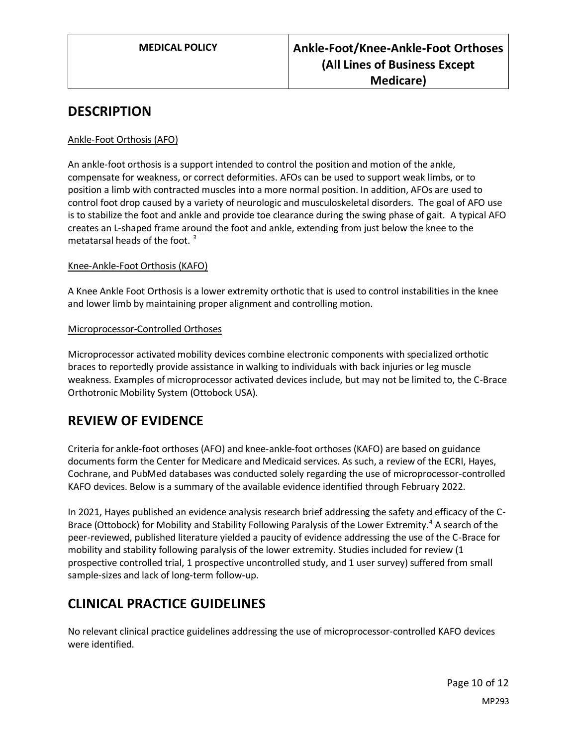# DESCRIPTION

Ankle-Foot Orthosis (AFO)

An ankle-foot orthosis is a support intended to control the position and motion of the ankle, compensate for weakness, or correct deformities. AFOs can be used to support weak limbs, or to position a limb with contracted muscles into a more normal position. In addition, AFOs are used to control foot drop caused by a variety of neurologic and musculoskeletal disorders. The goal of AFO use is to stabilize the foot and ankle and provide toe clearance during the swing phase of gait. A typical AFO creates an L-shaped frame around the foot and ankle, extending from just below the knee to the metatarsal heads of the foot. [3]

Knee-Ankle-Foot Orthosis (KAFO)

A Knee Ankle Foot Orthosis is a lower extremity orthotic that is used to control instabilities in the knee and lower limb by maintaining proper alignment and controlling motion.

Microprocessor-Controlled Orthoses

Microprocessor activated mobility devices combine electronic components with specialized orthotic braces to reportedly provide assistance in walking to individuals with back injuries or leg muscle weakness. Examples of microprocessor activated devices include, but may not be limited to, the C-Brace Orthotronic Mobility System (Ottobock USA).

# REVIEW OF EVIDENCE

Criteria for ankle-foot orthoses (AFO) and knee-ankle-foot orthoses (KAFO) are based on guidance documents form the Center for Medicare and Medicaid services. As such, a review of the ECRI, Hayes, Cochrane, and PubMed databases was conducted solely regarding the use of microprocessor-controlled KAFO devices. Below is a summary of the available evidence identified through February 2022.

In 2021, Hayes published an evidence analysis research brief addressing the safety and efficacy of the C-Brace (Ottobock) for Mobility and Stability Following Paralysis of the Lower Extremity.[4] A search of the peer-reviewed, published literature yielded a paucity of evidence addressing the use of the C-Brace for mobility and stability following paralysis of the lower extremity. Studies included for review (1 prospective controlled trial, 1 prospective uncontrolled study, and 1 user survey) suffered from small sample-sizes and lack of long-term follow-up.

# CLINICAL PRACTICE GUIDELINES

No relevant clinical practice guidelines addressing the use of microprocessor-controlled KAFO devices were identified.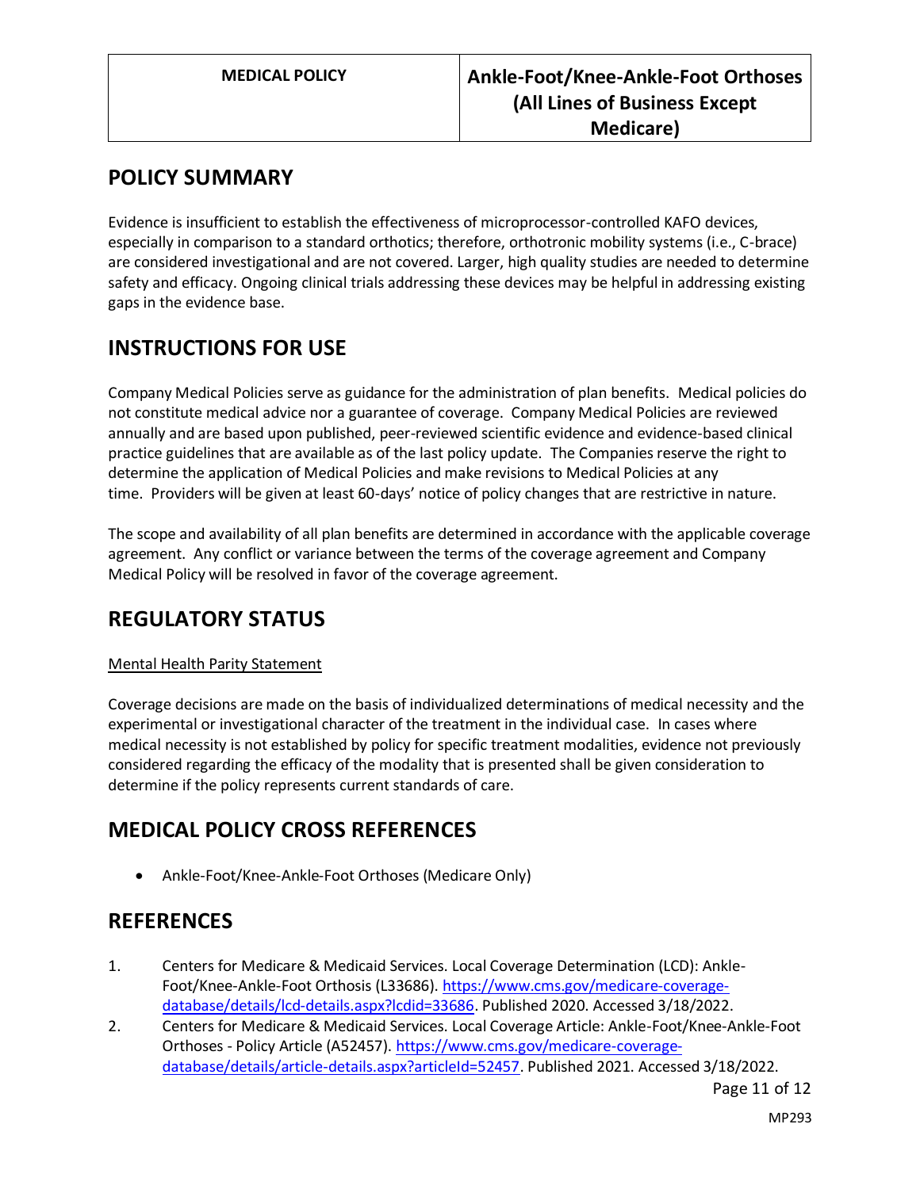## POLICY SUMMARY

Evidence is insufficient to establish the effectiveness of microprocessor-controlled KAFO devices, especially in comparison to a standard orthotics; therefore, orthotronic mobility systems (i.e., C-brace) are considered investigational and are not covered. Larger, high quality studies are needed to determine safety and efficacy. Ongoing clinical trials addressing these devices may be helpful in addressing existing gaps in the evidence base.

## INSTRUCTIONS FOR USE

Company Medical Policies serve as guidance for the administration of plan benefits. Medical policies do not constitute medical advice nor a guarantee of coverage. Company Medical Policies are reviewed annually and are based upon published, peer-reviewed scientific evidence and evidence-based clinical practice guidelines that are available as of the last policy update. The Companies reserve the right to determine the application of Medical Policies and make revisions to Medical Policies at any time. Providers will be given at least 60-days' notice of policy changes that are restrictive in nature.

The scope and availability of all plan benefits are determined in accordance with the applicable coverage agreement. Any conflict or variance between the terms of the coverage agreement and Company Medical Policy will be resolved in favor of the coverage agreement.

## REGULATORY STATUS

Mental Health Parity Statement

Coverage decisions are made on the basis of individualized determinations of medical necessity and the experimental or investigational character of the treatment in the individual case. In cases where medical necessity is not established by policy for specific treatment modalities, evidence not previously considered regarding the efficacy of the modality that is presented shall be given consideration to determine if the policy represents current standards of care.

## MEDICAL POLICY CROSS REFERENCES

- Ankle-Foot/Knee-Ankle-Foot Orthoses (Medicare Only)

## REFERENCES

1. Centers for Medicare & Medicaid Services. Local Coverage Determination (LCD): Ankle-Foot/Knee-Ankle-Foot Orthosis (L33686). https://www.cms.gov/medicare-coverage-database/details/lcd-details.aspx?lcdid=33686. Published 2020. Accessed 3/18/2022.
2. Centers for Medicare & Medicaid Services. Local Coverage Article: Ankle-Foot/Knee-Ankle-Foot Orthoses - Policy Article (A52457). https://www.cms.gov/medicare-coverage-database/details/article-details.aspx?articleId=52457. Published 2021. Accessed 3/18/2022.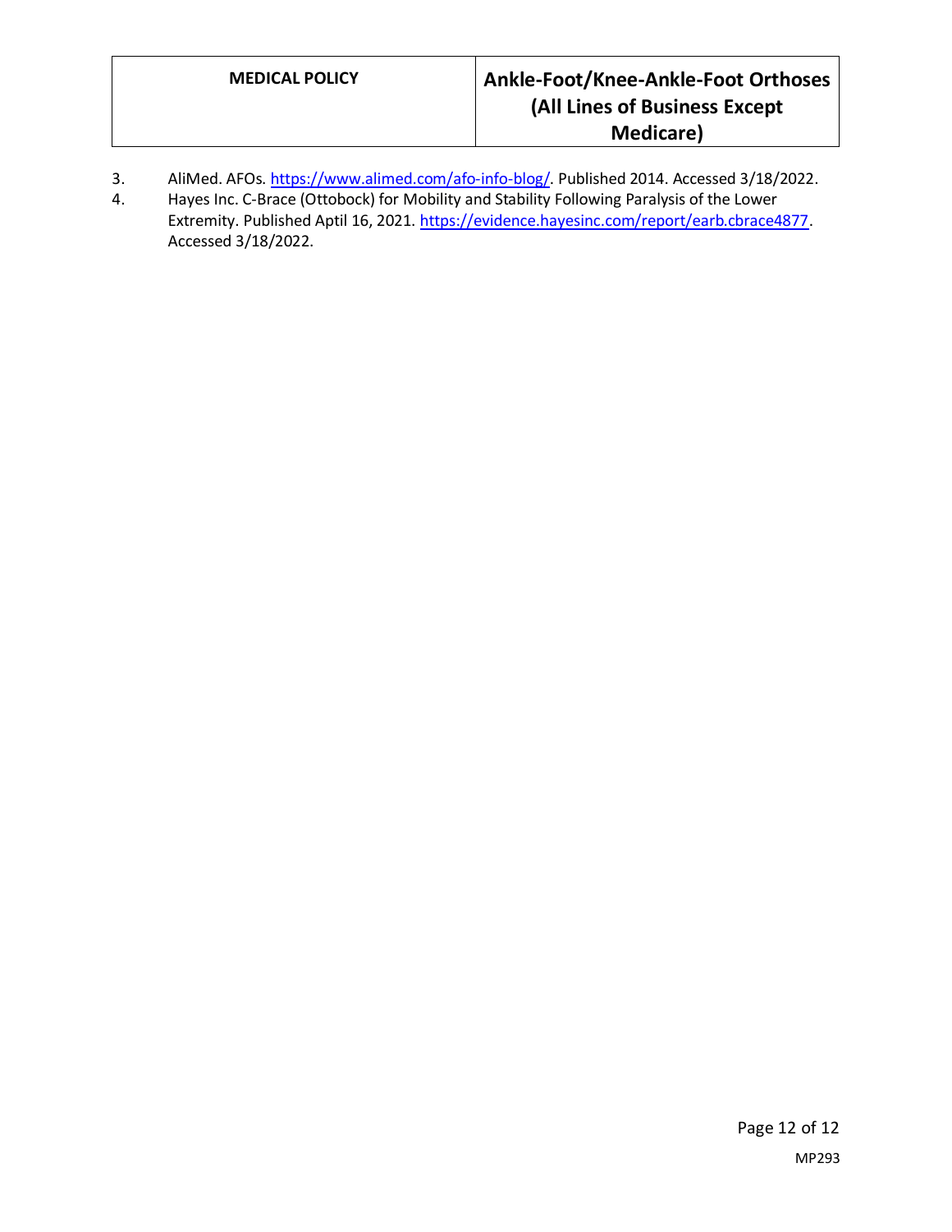3. AliMed. AFOs. https://www.alimed.com/afo-info-blog/. Published 2014. Accessed 3/18/2022.
4. Hayes Inc. C-Brace (Ottobock) for Mobility and Stability Following Paralysis of the Lower Extremity. Published Aptil 16, 2021. https://evidence.hayesinc.com/report/earb.cbrace4877. Accessed 3/18/2022.